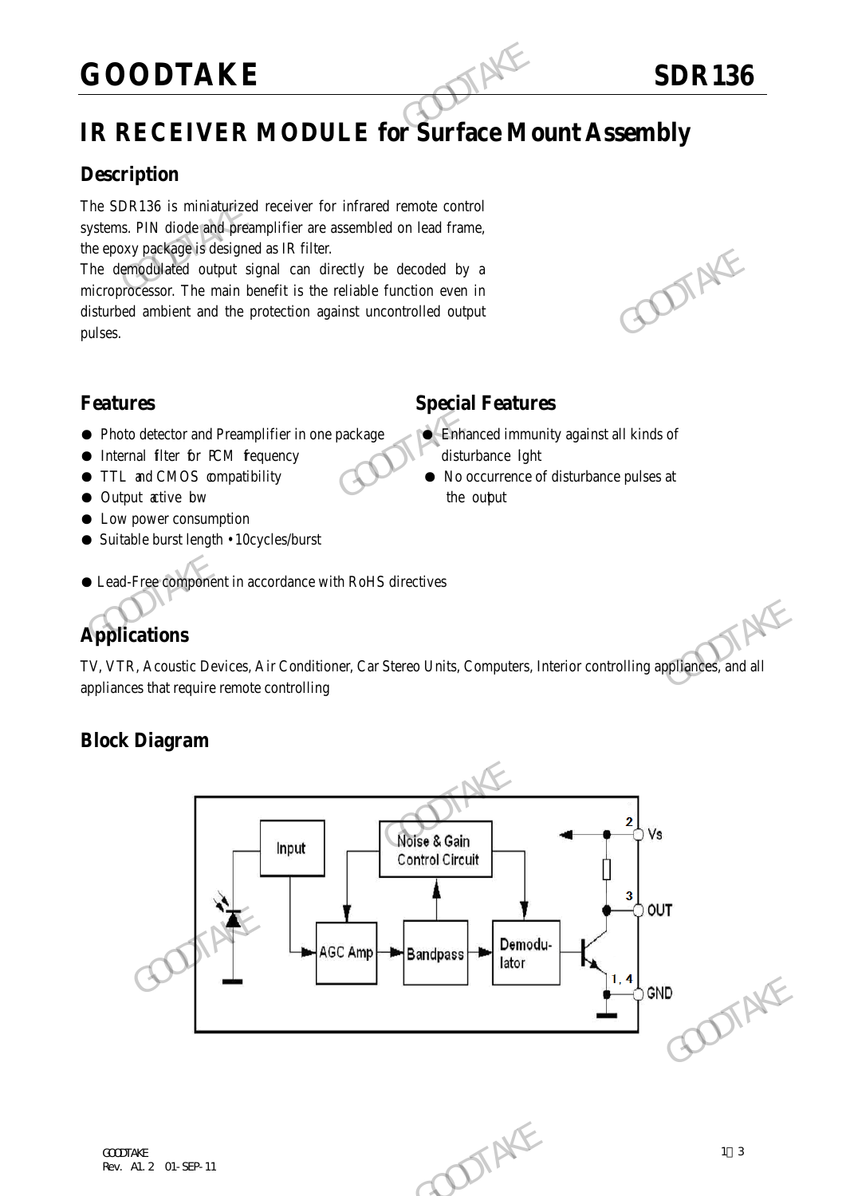# GOODTAKE SDR136

## IR RECEIVER MODULE for Surface Mount Assembly

### Description

The SDR136 is miniaturized receiver for infrared remote control systems. PIN diode and preamplifier are assembled on lead frame, the epoxy package is designed as IR filter.

The demodulated output signal can directly be decoded by a microprocessor. The main benefit is the reliable function even in disturbed ambient and the protection against uncontrolled output pulses.

### Features

- Photo detector and Preamplifier in one package
- Internal filter for PCM frequency
- TTL and CMOS compatibility
- Output active low
- Low power consumption
- Suitable burst length • 10cycles/burst

### Special Features

- Enhanced immunity against all kinds of disturbance light
- No occurrence of disturbance pulses at the output

- Lead-Free component in accordance with RoHS directives

### Applications

TV, VTR, Acoustic Devices, Air Conditioner, Car Stereo Units, Computers, Interior controlling appliances, and all appliances that require remote controlling

### Block Diagram

Input → AGC Amp → Bandpass → Demodulator

Noise & Gain Control Circuit

2 Vs

3 OUT

1, 4 GND

GOODTAKE
Rev. A1.2 01-SEP-11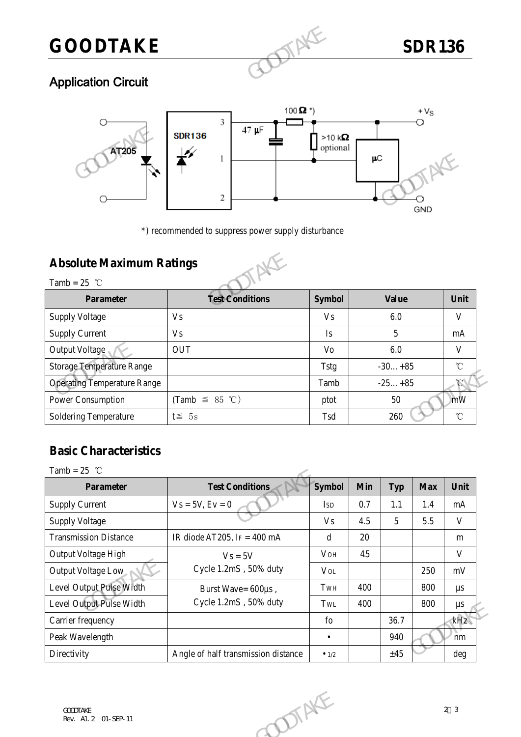## Application Circuit

*) recommended to suppress power supply disturbance

## Absolute Maximum Ratings

Tamb = 25 ℃

| Parameter | Test Conditions | Symbol | Value | Unit |
|---|---|---|---|---|
| Supply Voltage | Vs | Vs | 6.0 | V |
| Supply Current | Vs | Is | 5 | mA |
| Output Voltage | OUT | Vo | 6.0 | V |
| Storage Temperature Range | | Tstg | -30… +85 | ℃ |
| Operating Temperature Range | | Tamb | -25… +85 | ℃ |
| Power Consumption | (Tamb ≦ 85 ℃) | ptot | 50 | mW |
| Soldering Temperature | t≦ 5s | Tsd | 260 | ℃ |

## Basic Characteristics

Tamb = 25 ℃

| Parameter | Test Conditions | Symbol | Min | Typ | Max | Unit |
|---|---|---|---|---|---|---|
| Supply Current | Vs = 5V, Ev = 0 | $I_{SD}$ | 0.7 | 1.1 | 1.4 | mA |
| Supply Voltage | | Vs | 4.5 | 5 | 5.5 | V |
| Transmission Distance | IR diode AT205, $I_F$ = 400 mA | d | 20 | | | m |
| Output Voltage High | Vs = 5V Cycle 1.2mS , 50% duty | $V_{OH}$ | 4.5 | | | V |
| Output Voltage Low | | $V_{OL}$ | | | 250 | mV |
| Level Output Pulse Width | Burst Wave= 600μs , Cycle 1.2mS , 50% duty | $T_{WH}$ | 400 | | 800 | μs |
| Level Output Pulse Width | | $T_{WL}$ | 400 | | 800 | μs |
| Carrier frequency | | fo | | 36.7 | | kHz |
| Peak Wavelength | | • | | 940 | | nm |
| Directivity | Angle of half transmission distance | $•_{1/2}$ | | ±45 | | deg |

GOODTAKE
Rev. A1.2 01-SEP-11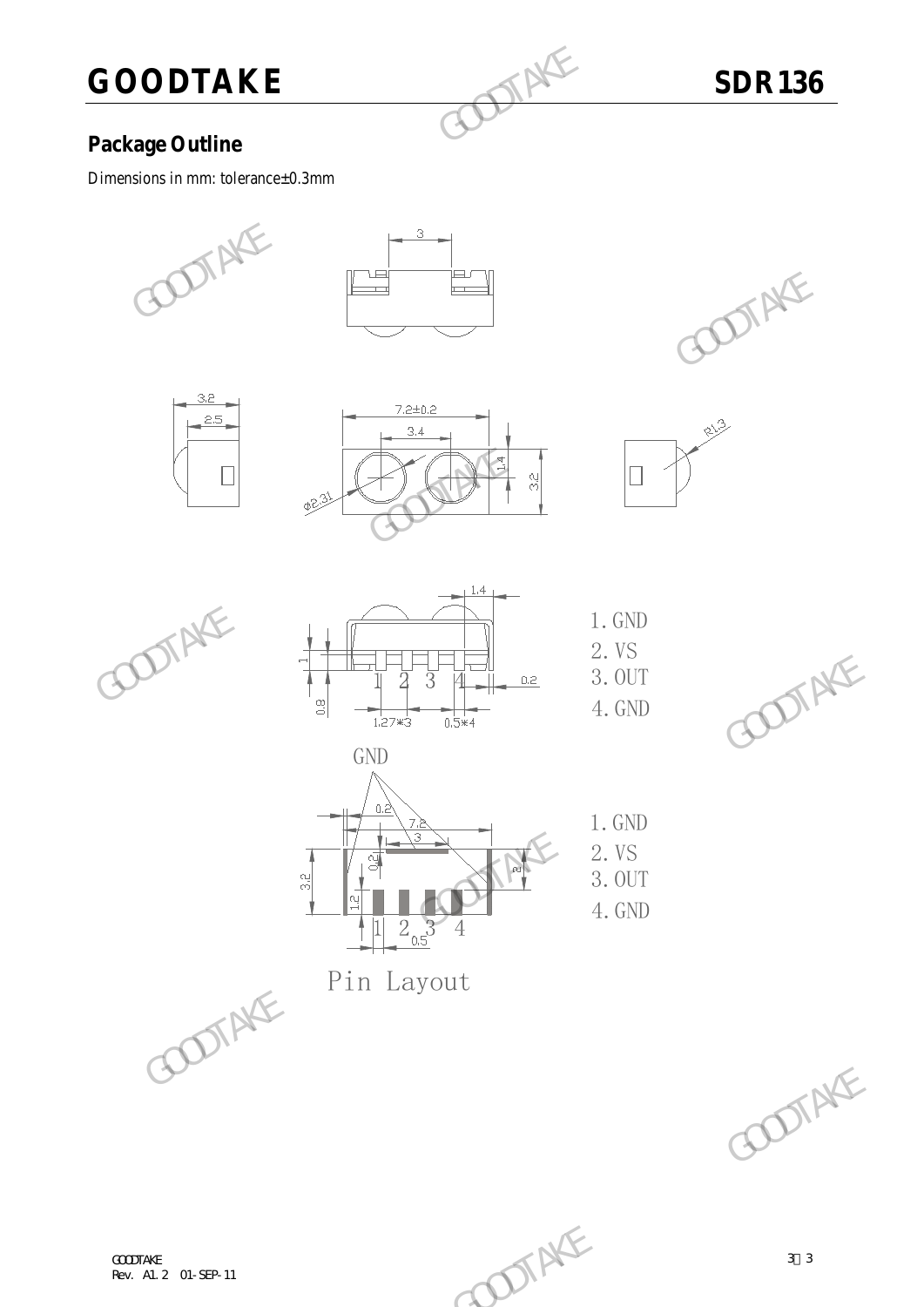## Package Outline

Dimensions in mm: tolerance±0.3mm

3

3.2
2.5

7.2±0.2
3.4
Φ2.31
1.4
3.2

R1.3

1.4
1
0.8
1 2 3 4
0.2
1.27*3
0.5*4

1. GND
2. VS
3. OUT
4. GND

GND
0.2
7.2
3
0.2
3.2
2
1.2
1 2 3 4
0.5

1. GND
2. VS
3. OUT
4. GND

Pin Layout